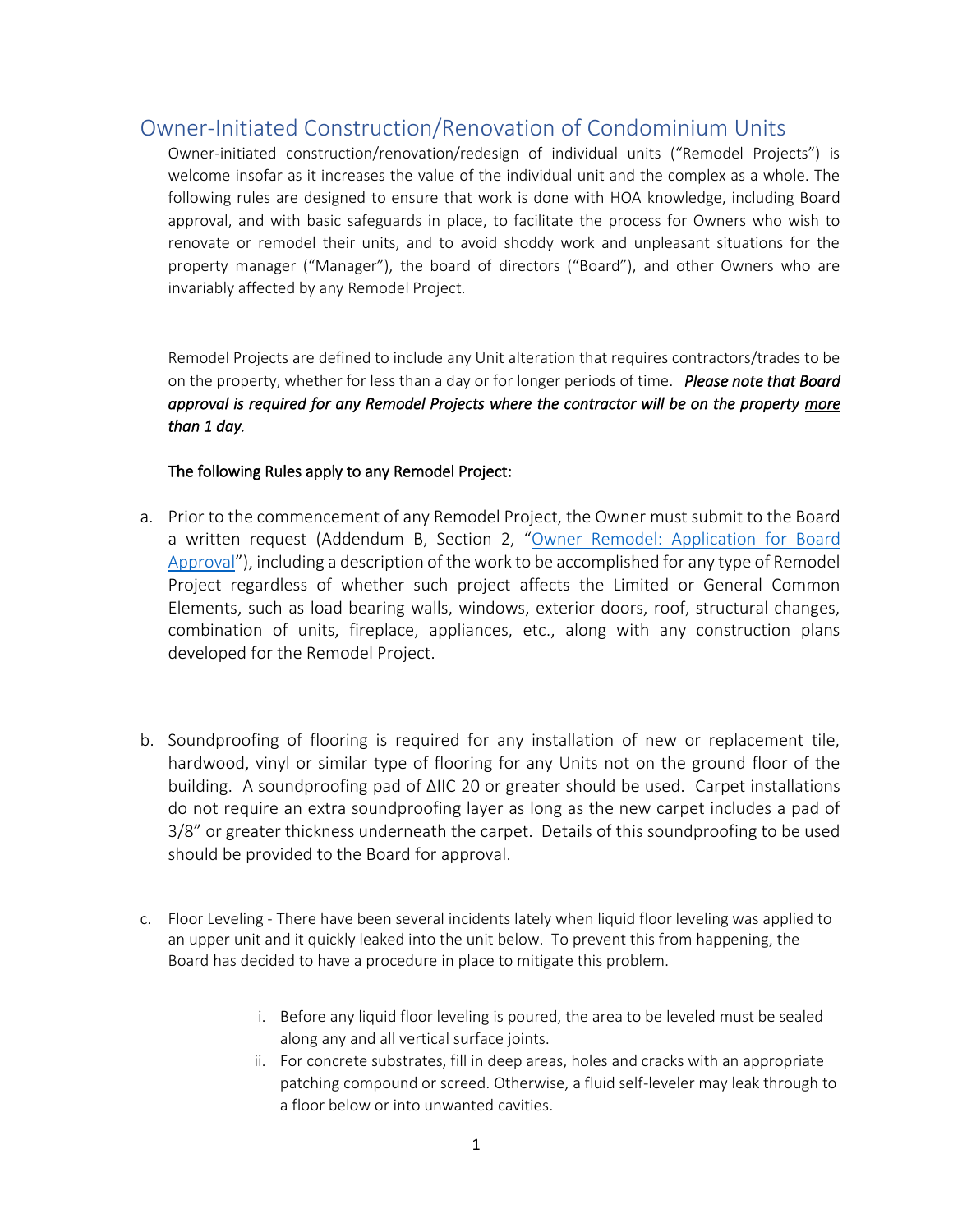# Owner-Initiated Construction/Renovation of Condominium Units

Owner-initiated construction/renovation/redesign of individual units ("Remodel Projects") is welcome insofar as it increases the value of the individual unit and the complex as a whole. The following rules are designed to ensure that work is done with HOA knowledge, including Board approval, and with basic safeguards in place, to facilitate the process for Owners who wish to renovate or remodel their units, and to avoid shoddy work and unpleasant situations for the property manager ("Manager"), the board of directors ("Board"), and other Owners who are invariably affected by any Remodel Project.

Remodel Projects are defined to include any Unit alteration that requires contractors/trades to be on the property, whether for less than a day or for longer periods of time. ***Please note that Board approval is required for any Remodel Projects where the contractor will be on the property <u>more than 1 day</u>.***

**The following Rules apply to any Remodel Project:**

a. Prior to the commencement of any Remodel Project, the Owner must submit to the Board a written request (Addendum B, Section 2, "[Owner Remodel: Application for Board Approval]"), including a description of the work to be accomplished for any type of Remodel Project regardless of whether such project affects the Limited or General Common Elements, such as load bearing walls, windows, exterior doors, roof, structural changes, combination of units, fireplace, appliances, etc., along with any construction plans developed for the Remodel Project.

b. Soundproofing of flooring is required for any installation of new or replacement tile, hardwood, vinyl or similar type of flooring for any Units not on the ground floor of the building. A soundproofing pad of ΔIIC 20 or greater should be used. Carpet installations do not require an extra soundproofing layer as long as the new carpet includes a pad of 3/8" or greater thickness underneath the carpet. Details of this soundproofing to be used should be provided to the Board for approval.

c. Floor Leveling - There have been several incidents lately when liquid floor leveling was applied to an upper unit and it quickly leaked into the unit below. To prevent this from happening, the Board has decided to have a procedure in place to mitigate this problem.

   i. Before any liquid floor leveling is poured, the area to be leveled must be sealed along any and all vertical surface joints.
   ii. For concrete substrates, fill in deep areas, holes and cracks with an appropriate patching compound or screed. Otherwise, a fluid self-leveler may leak through to a floor below or into unwanted cavities.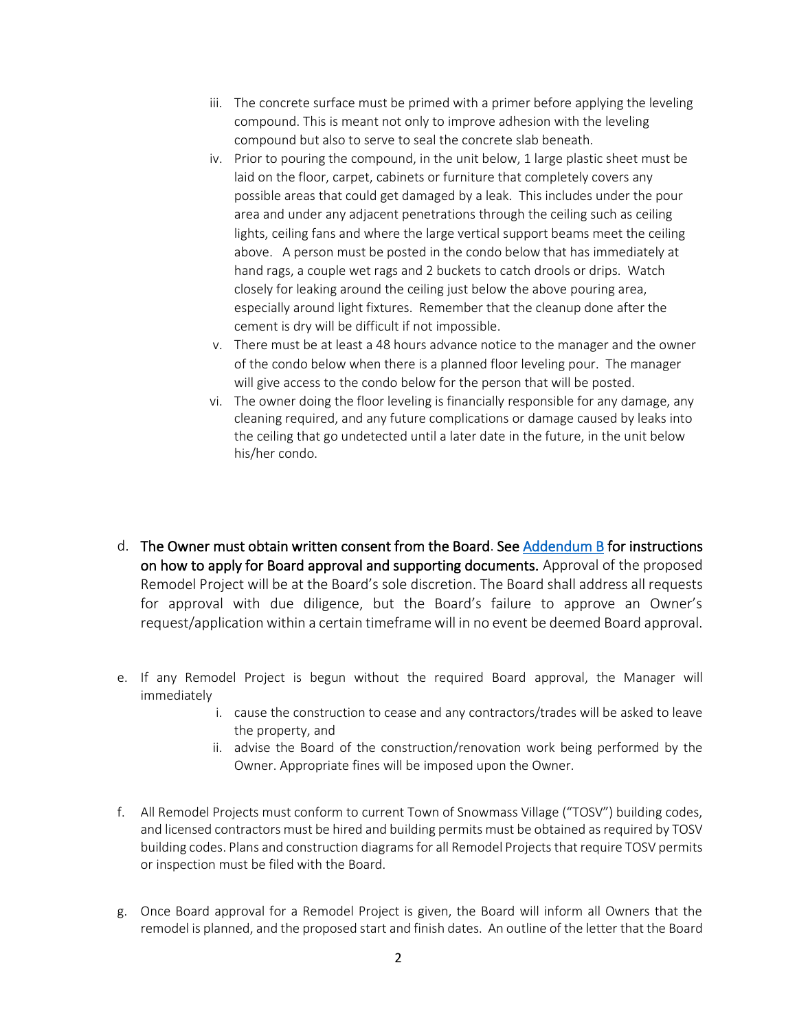iii. The concrete surface must be primed with a primer before applying the leveling compound. This is meant not only to improve adhesion with the leveling compound but also to serve to seal the concrete slab beneath.

  iv. Prior to pouring the compound, in the unit below, 1 large plastic sheet must be laid on the floor, carpet, cabinets or furniture that completely covers any possible areas that could get damaged by a leak. This includes under the pour area and under any adjacent penetrations through the ceiling such as ceiling lights, ceiling fans and where the large vertical support beams meet the ceiling above. A person must be posted in the condo below that has immediately at hand rags, a couple wet rags and 2 buckets to catch drools or drips. Watch closely for leaking around the ceiling just below the above pouring area, especially around light fixtures. Remember that the cleanup done after the cement is dry will be difficult if not impossible.

  v. There must be at least a 48 hours advance notice to the manager and the owner of the condo below when there is a planned floor leveling pour. The manager will give access to the condo below for the person that will be posted.

  vi. The owner doing the floor leveling is financially responsible for any damage, any cleaning required, and any future complications or damage caused by leaks into the ceiling that go undetected until a later date in the future, in the unit below his/her condo.

d. **The Owner must obtain written consent from the Board. See Addendum B for instructions on how to apply for Board approval and supporting documents.** Approval of the proposed Remodel Project will be at the Board's sole discretion. The Board shall address all requests for approval with due diligence, but the Board's failure to approve an Owner's request/application within a certain timeframe will in no event be deemed Board approval.

e. If any Remodel Project is begun without the required Board approval, the Manager will immediately
   i. cause the construction to cease and any contractors/trades will be asked to leave the property, and
   ii. advise the Board of the construction/renovation work being performed by the Owner. Appropriate fines will be imposed upon the Owner.

f. All Remodel Projects must conform to current Town of Snowmass Village ("TOSV") building codes, and licensed contractors must be hired and building permits must be obtained as required by TOSV building codes. Plans and construction diagrams for all Remodel Projects that require TOSV permits or inspection must be filed with the Board.

g. Once Board approval for a Remodel Project is given, the Board will inform all Owners that the remodel is planned, and the proposed start and finish dates. An outline of the letter that the Board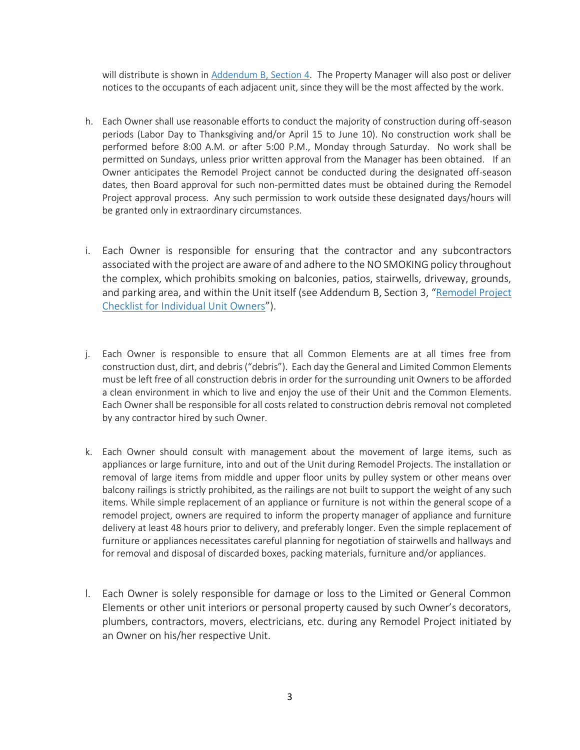will distribute is shown in Addendum B, Section 4. The Property Manager will also post or deliver notices to the occupants of each adjacent unit, since they will be the most affected by the work.

h. Each Owner shall use reasonable efforts to conduct the majority of construction during off-season periods (Labor Day to Thanksgiving and/or April 15 to June 10). No construction work shall be performed before 8:00 A.M. or after 5:00 P.M., Monday through Saturday. No work shall be permitted on Sundays, unless prior written approval from the Manager has been obtained. If an Owner anticipates the Remodel Project cannot be conducted during the designated off-season dates, then Board approval for such non-permitted dates must be obtained during the Remodel Project approval process. Any such permission to work outside these designated days/hours will be granted only in extraordinary circumstances.

i. Each Owner is responsible for ensuring that the contractor and any subcontractors associated with the project are aware of and adhere to the NO SMOKING policy throughout the complex, which prohibits smoking on balconies, patios, stairwells, driveway, grounds, and parking area, and within the Unit itself (see Addendum B, Section 3, "Remodel Project Checklist for Individual Unit Owners").

j. Each Owner is responsible to ensure that all Common Elements are at all times free from construction dust, dirt, and debris ("debris"). Each day the General and Limited Common Elements must be left free of all construction debris in order for the surrounding unit Owners to be afforded a clean environment in which to live and enjoy the use of their Unit and the Common Elements. Each Owner shall be responsible for all costs related to construction debris removal not completed by any contractor hired by such Owner.

k. Each Owner should consult with management about the movement of large items, such as appliances or large furniture, into and out of the Unit during Remodel Projects. The installation or removal of large items from middle and upper floor units by pulley system or other means over balcony railings is strictly prohibited, as the railings are not built to support the weight of any such items. While simple replacement of an appliance or furniture is not within the general scope of a remodel project, owners are required to inform the property manager of appliance and furniture delivery at least 48 hours prior to delivery, and preferably longer. Even the simple replacement of furniture or appliances necessitates careful planning for negotiation of stairwells and hallways and for removal and disposal of discarded boxes, packing materials, furniture and/or appliances.

l. Each Owner is solely responsible for damage or loss to the Limited or General Common Elements or other unit interiors or personal property caused by such Owner's decorators, plumbers, contractors, movers, electricians, etc. during any Remodel Project initiated by an Owner on his/her respective Unit.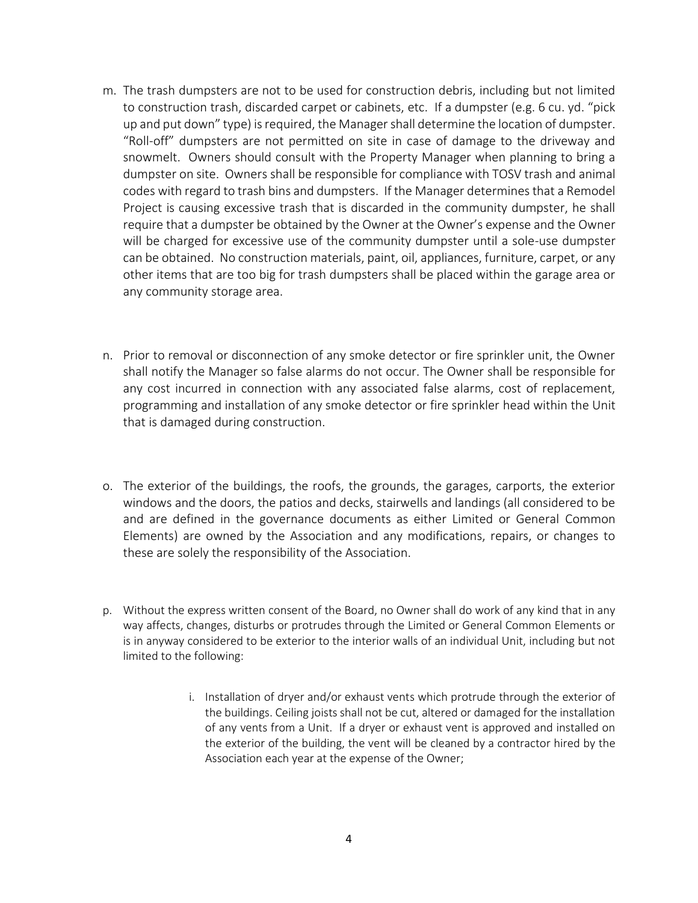m. The trash dumpsters are not to be used for construction debris, including but not limited to construction trash, discarded carpet or cabinets, etc. If a dumpster (e.g. 6 cu. yd. "pick up and put down" type) is required, the Manager shall determine the location of dumpster. "Roll-off" dumpsters are not permitted on site in case of damage to the driveway and snowmelt. Owners should consult with the Property Manager when planning to bring a dumpster on site. Owners shall be responsible for compliance with TOSV trash and animal codes with regard to trash bins and dumpsters. If the Manager determines that a Remodel Project is causing excessive trash that is discarded in the community dumpster, he shall require that a dumpster be obtained by the Owner at the Owner's expense and the Owner will be charged for excessive use of the community dumpster until a sole-use dumpster can be obtained. No construction materials, paint, oil, appliances, furniture, carpet, or any other items that are too big for trash dumpsters shall be placed within the garage area or any community storage area.

n. Prior to removal or disconnection of any smoke detector or fire sprinkler unit, the Owner shall notify the Manager so false alarms do not occur. The Owner shall be responsible for any cost incurred in connection with any associated false alarms, cost of replacement, programming and installation of any smoke detector or fire sprinkler head within the Unit that is damaged during construction.

o. The exterior of the buildings, the roofs, the grounds, the garages, carports, the exterior windows and the doors, the patios and decks, stairwells and landings (all considered to be and are defined in the governance documents as either Limited or General Common Elements) are owned by the Association and any modifications, repairs, or changes to these are solely the responsibility of the Association.

p. Without the express written consent of the Board, no Owner shall do work of any kind that in any way affects, changes, disturbs or protrudes through the Limited or General Common Elements or is in anyway considered to be exterior to the interior walls of an individual Unit, including but not limited to the following:

   i. Installation of dryer and/or exhaust vents which protrude through the exterior of the buildings. Ceiling joists shall not be cut, altered or damaged for the installation of any vents from a Unit. If a dryer or exhaust vent is approved and installed on the exterior of the building, the vent will be cleaned by a contractor hired by the Association each year at the expense of the Owner;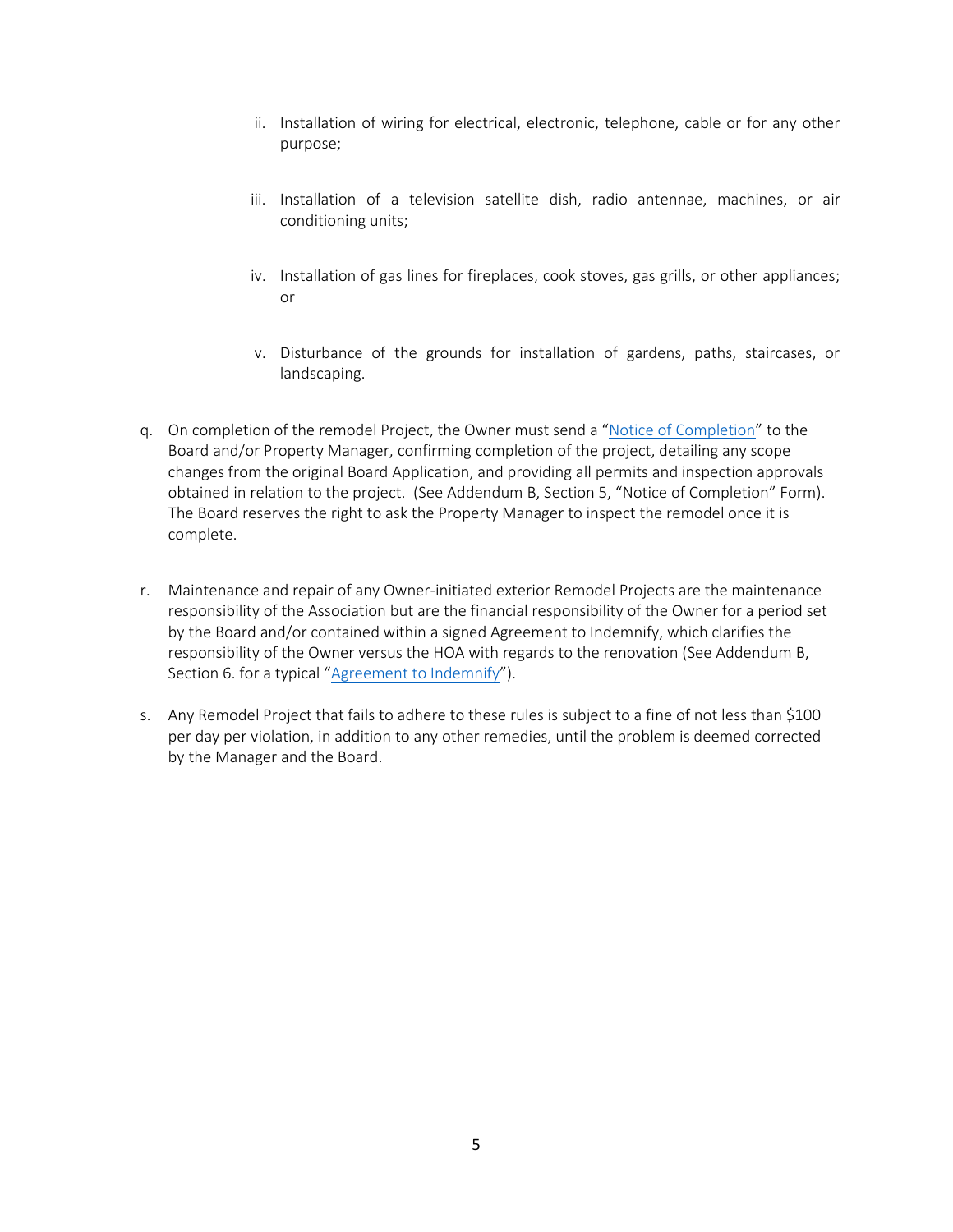ii. Installation of wiring for electrical, electronic, telephone, cable or for any other purpose;

   iii. Installation of a television satellite dish, radio antennae, machines, or air conditioning units;

   iv. Installation of gas lines for fireplaces, cook stoves, gas grills, or other appliances; or

   v. Disturbance of the grounds for installation of gardens, paths, staircases, or landscaping.

q. On completion of the remodel Project, the Owner must send a "Notice of Completion" to the Board and/or Property Manager, confirming completion of the project, detailing any scope changes from the original Board Application, and providing all permits and inspection approvals obtained in relation to the project. (See Addendum B, Section 5, "Notice of Completion" Form). The Board reserves the right to ask the Property Manager to inspect the remodel once it is complete.

r. Maintenance and repair of any Owner-initiated exterior Remodel Projects are the maintenance responsibility of the Association but are the financial responsibility of the Owner for a period set by the Board and/or contained within a signed Agreement to Indemnify, which clarifies the responsibility of the Owner versus the HOA with regards to the renovation (See Addendum B, Section 6. for a typical "Agreement to Indemnify").

s. Any Remodel Project that fails to adhere to these rules is subject to a fine of not less than $100 per day per violation, in addition to any other remedies, until the problem is deemed corrected by the Manager and the Board.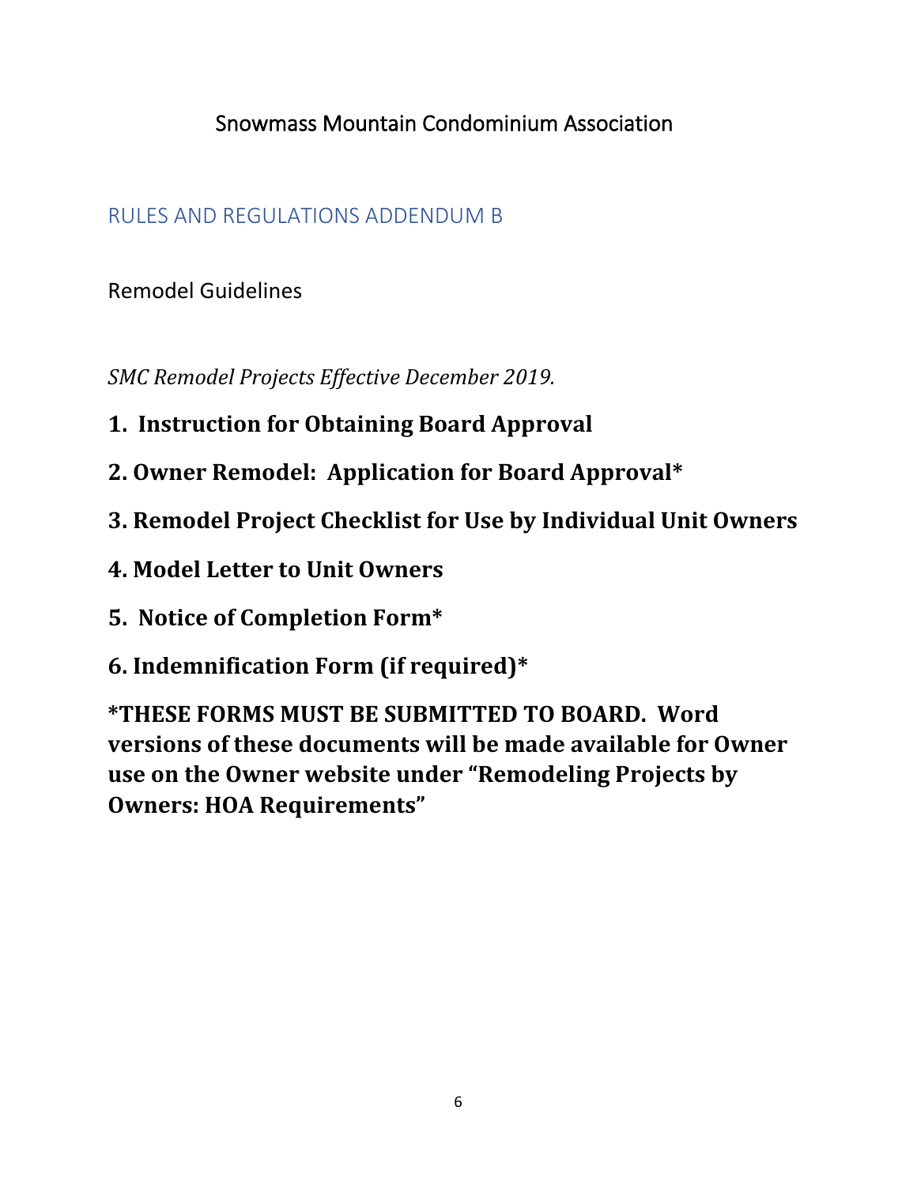# Snowmass Mountain Condominium Association

## RULES AND REGULATIONS ADDENDUM B

Remodel Guidelines

*SMC Remodel Projects Effective December 2019.*

**1. Instruction for Obtaining Board Approval**

**2. Owner Remodel: Application for Board Approval***

**3. Remodel Project Checklist for Use by Individual Unit Owners**

**4. Model Letter to Unit Owners**

**5. Notice of Completion Form***

**6. Indemnification Form (if required)***

***THESE FORMS MUST BE SUBMITTED TO BOARD. Word versions of these documents will be made available for Owner use on the Owner website under "Remodeling Projects by Owners: HOA Requirements"**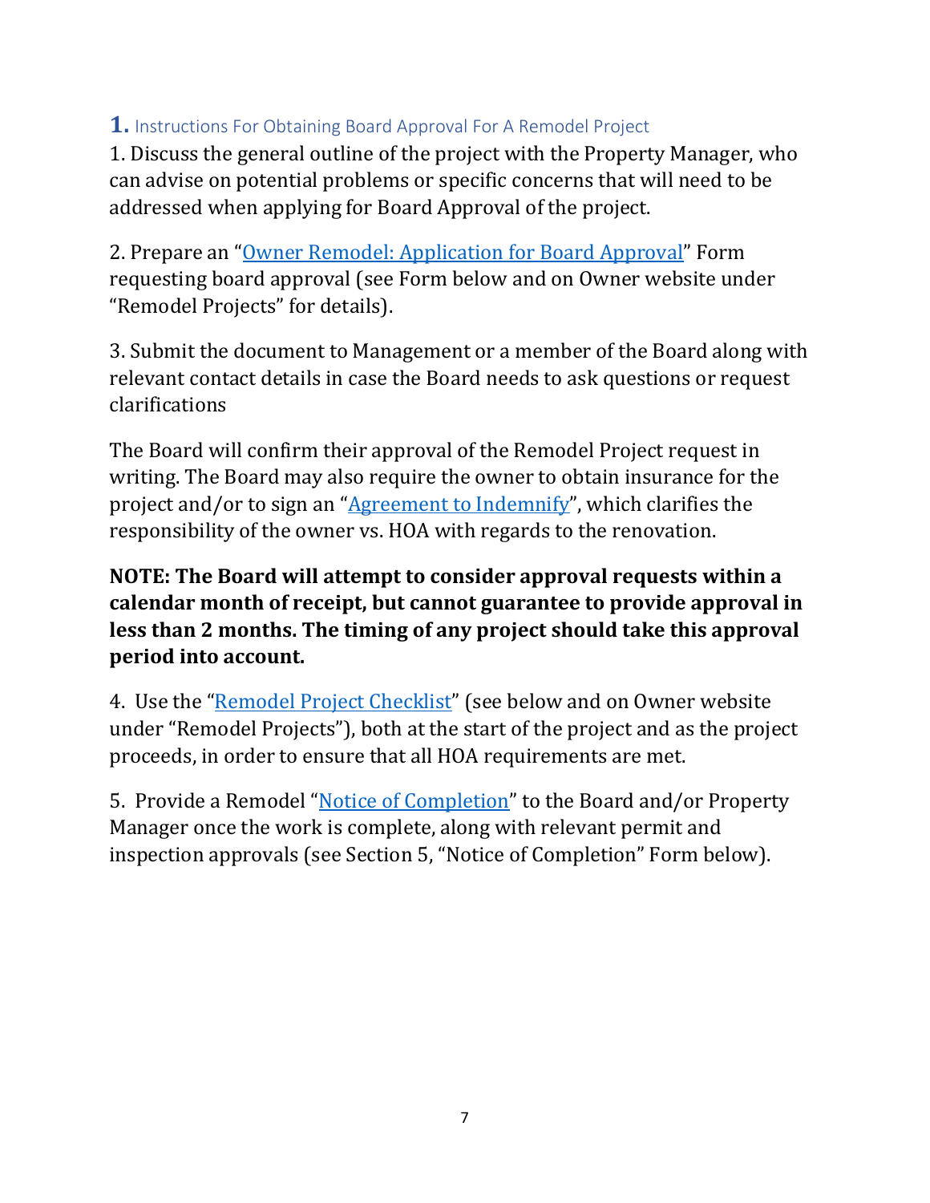## 1. Instructions For Obtaining Board Approval For A Remodel Project

1. Discuss the general outline of the project with the Property Manager, who can advise on potential problems or specific concerns that will need to be addressed when applying for Board Approval of the project.

2. Prepare an "Owner Remodel: Application for Board Approval" Form requesting board approval (see Form below and on Owner website under "Remodel Projects" for details).

3. Submit the document to Management or a member of the Board along with relevant contact details in case the Board needs to ask questions or request clarifications

The Board will confirm their approval of the Remodel Project request in writing. The Board may also require the owner to obtain insurance for the project and/or to sign an "Agreement to Indemnify", which clarifies the responsibility of the owner vs. HOA with regards to the renovation.

**NOTE: The Board will attempt to consider approval requests within a calendar month of receipt, but cannot guarantee to provide approval in less than 2 months. The timing of any project should take this approval period into account.**

4. Use the "Remodel Project Checklist" (see below and on Owner website under "Remodel Projects"), both at the start of the project and as the project proceeds, in order to ensure that all HOA requirements are met.

5. Provide a Remodel "Notice of Completion" to the Board and/or Property Manager once the work is complete, along with relevant permit and inspection approvals (see Section 5, "Notice of Completion" Form below).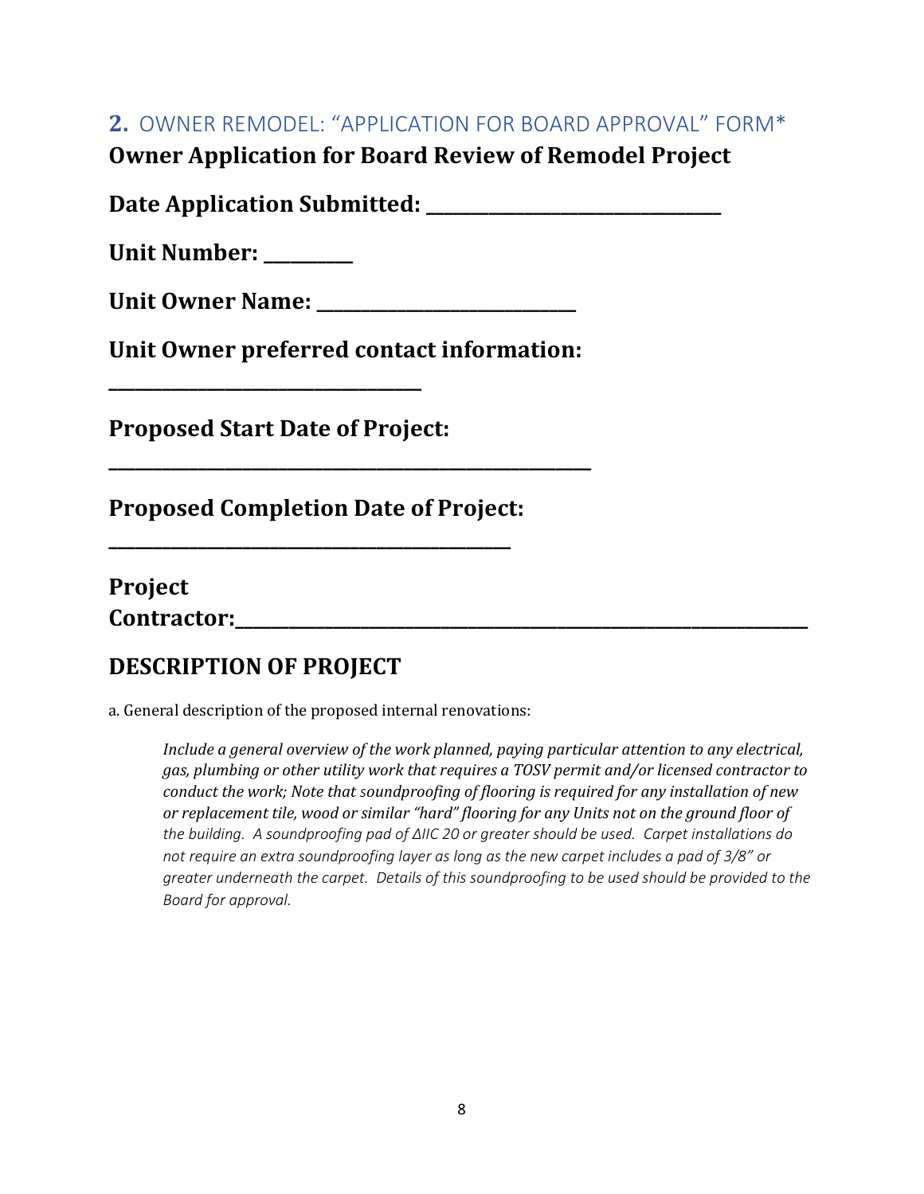## **2.** OWNER REMODEL: "APPLICATION FOR BOARD APPROVAL" FORM*

**Owner Application for Board Review of Remodel Project**

**Date Application Submitted: ______________________________**

**Unit Number: _________**

**Unit Owner Name: __________________________**

**Unit Owner preferred contact information:**

**________________________________**

**Proposed Start Date of Project:**

**_________________________________________________**

**Proposed Completion Date of Project:**

**_________________________________________**

**Project Contractor:___________________________________________________________**

## DESCRIPTION OF PROJECT

a. General description of the proposed internal renovations:

> *Include a general overview of the work planned, paying particular attention to any electrical, gas, plumbing or other utility work that requires a TOSV permit and/or licensed contractor to conduct the work; Note that soundproofing of flooring is required for any installation of new or replacement tile, wood or similar "hard" flooring for any Units not on the ground floor of the building. A soundproofing pad of ΔIIC 20 or greater should be used. Carpet installations do not require an extra soundproofing layer as long as the new carpet includes a pad of 3/8" or greater underneath the carpet. Details of this soundproofing to be used should be provided to the Board for approval.*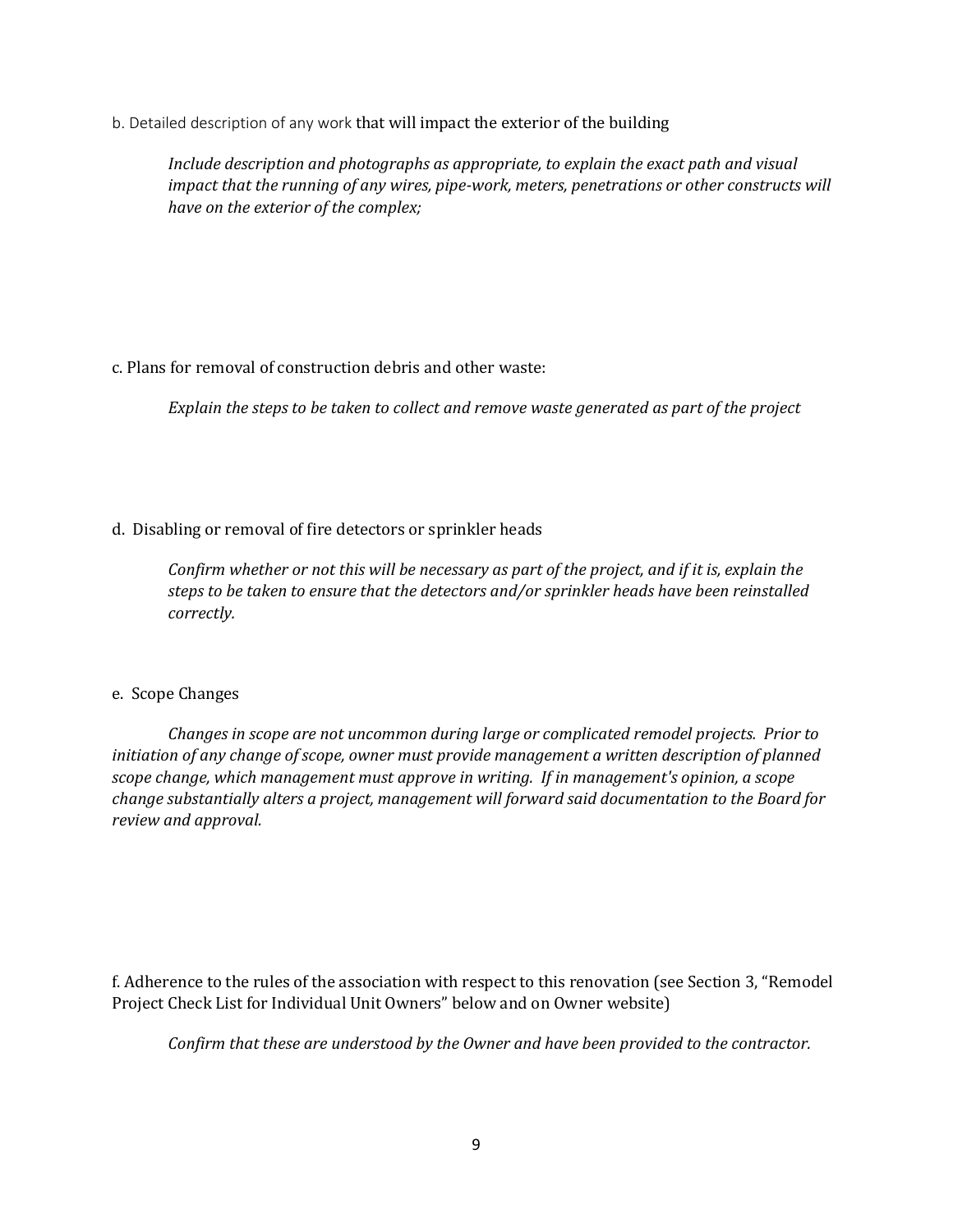b. Detailed description of any work that will impact the exterior of the building

*Include description and photographs as appropriate, to explain the exact path and visual impact that the running of any wires, pipe-work, meters, penetrations or other constructs will have on the exterior of the complex;*

c. Plans for removal of construction debris and other waste:

*Explain the steps to be taken to collect and remove waste generated as part of the project*

d. Disabling or removal of fire detectors or sprinkler heads

*Confirm whether or not this will be necessary as part of the project, and if it is, explain the steps to be taken to ensure that the detectors and/or sprinkler heads have been reinstalled correctly.*

e. Scope Changes

*Changes in scope are not uncommon during large or complicated remodel projects. Prior to initiation of any change of scope, owner must provide management a written description of planned scope change, which management must approve in writing. If in management's opinion, a scope change substantially alters a project, management will forward said documentation to the Board for review and approval.*

f. Adherence to the rules of the association with respect to this renovation (see Section 3, "Remodel Project Check List for Individual Unit Owners" below and on Owner website)

*Confirm that these are understood by the Owner and have been provided to the contractor.*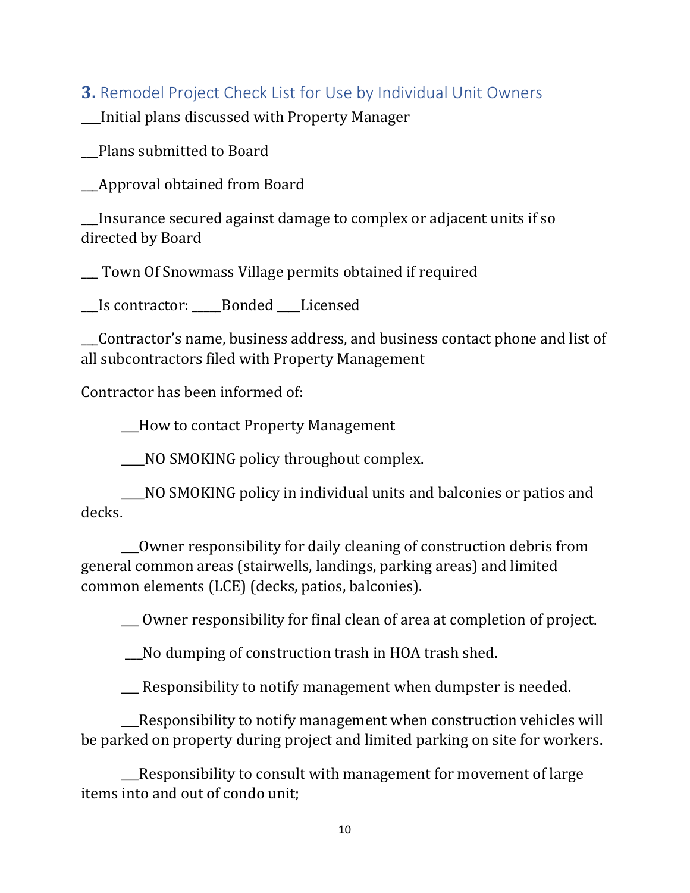## **3.** Remodel Project Check List for Use by Individual Unit Owners

___Initial plans discussed with Property Manager

___Plans submitted to Board

___Approval obtained from Board

___Insurance secured against damage to complex or adjacent units if so directed by Board

___ Town Of Snowmass Village permits obtained if required

___Is contractor: _____Bonded ____Licensed

___Contractor's name, business address, and business contact phone and list of all subcontractors filed with Property Management

Contractor has been informed of:

> ___How to contact Property Management
>
> ____NO SMOKING policy throughout complex.
>
> ____NO SMOKING policy in individual units and balconies or patios and decks.
>
> ___Owner responsibility for daily cleaning of construction debris from general common areas (stairwells, landings, parking areas) and limited common elements (LCE) (decks, patios, balconies).
>
> ___ Owner responsibility for final clean of area at completion of project.
>
> ___No dumping of construction trash in HOA trash shed.
>
> ___ Responsibility to notify management when dumpster is needed.
>
> ___Responsibility to notify management when construction vehicles will be parked on property during project and limited parking on site for workers.
>
> ___Responsibility to consult with management for movement of large items into and out of condo unit;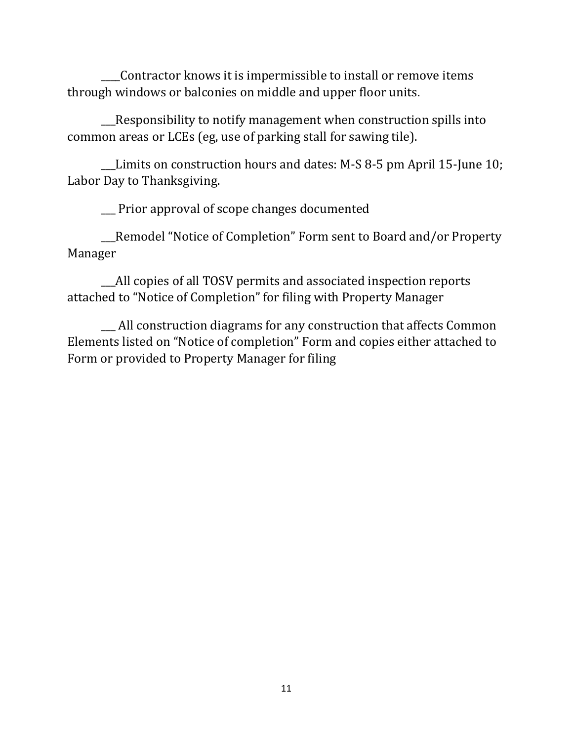____Contractor knows it is impermissible to install or remove items through windows or balconies on middle and upper floor units.

___Responsibility to notify management when construction spills into common areas or LCEs (eg, use of parking stall for sawing tile).

___Limits on construction hours and dates: M-S 8-5 pm April 15-June 10; Labor Day to Thanksgiving.

___ Prior approval of scope changes documented

___Remodel "Notice of Completion" Form sent to Board and/or Property Manager

___All copies of all TOSV permits and associated inspection reports attached to "Notice of Completion" for filing with Property Manager

___ All construction diagrams for any construction that affects Common Elements listed on "Notice of completion" Form and copies either attached to Form or provided to Property Manager for filing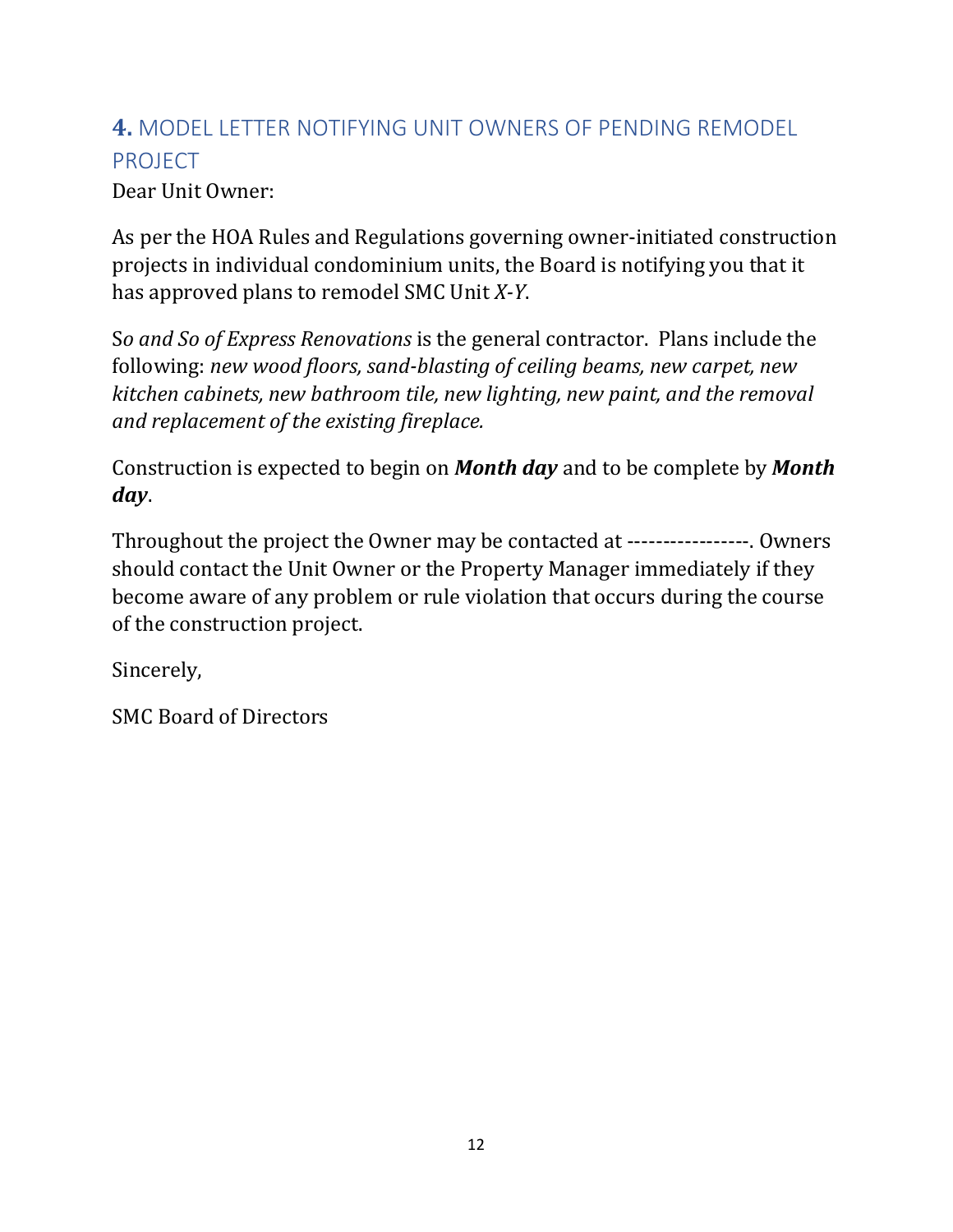## **4.** MODEL LETTER NOTIFYING UNIT OWNERS OF PENDING REMODEL PROJECT

Dear Unit Owner:

As per the HOA Rules and Regulations governing owner-initiated construction projects in individual condominium units, the Board is notifying you that it has approved plans to remodel SMC Unit *X-Y*.

S*o and So of Express Renovations* is the general contractor. Plans include the following: *new wood floors, sand-blasting of ceiling beams, new carpet, new kitchen cabinets, new bathroom tile, new lighting, new paint, and the removal and replacement of the existing fireplace.*

Construction is expected to begin on ***Month day*** and to be complete by ***Month day***.

Throughout the project the Owner may be contacted at -----------------. Owners should contact the Unit Owner or the Property Manager immediately if they become aware of any problem or rule violation that occurs during the course of the construction project.

Sincerely,

SMC Board of Directors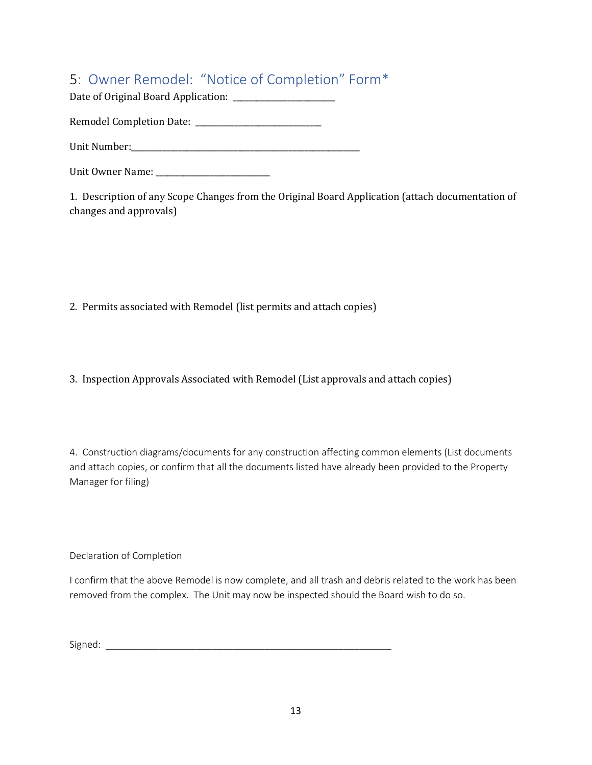## 5: Owner Remodel: "Notice of Completion" Form*

Date of Original Board Application: ______________________

Remodel Completion Date: ____________________________

Unit Number:______________________________________________________

Unit Owner Name: __________________________

1. Description of any Scope Changes from the Original Board Application (attach documentation of changes and approvals)

2. Permits associated with Remodel (list permits and attach copies)

3. Inspection Approvals Associated with Remodel (List approvals and attach copies)

4. Construction diagrams/documents for any construction affecting common elements (List documents and attach copies, or confirm that all the documents listed have already been provided to the Property Manager for filing)

Declaration of Completion

I confirm that the above Remodel is now complete, and all trash and debris related to the work has been removed from the complex. The Unit may now be inspected should the Board wish to do so.

Signed: ____________________________________________________________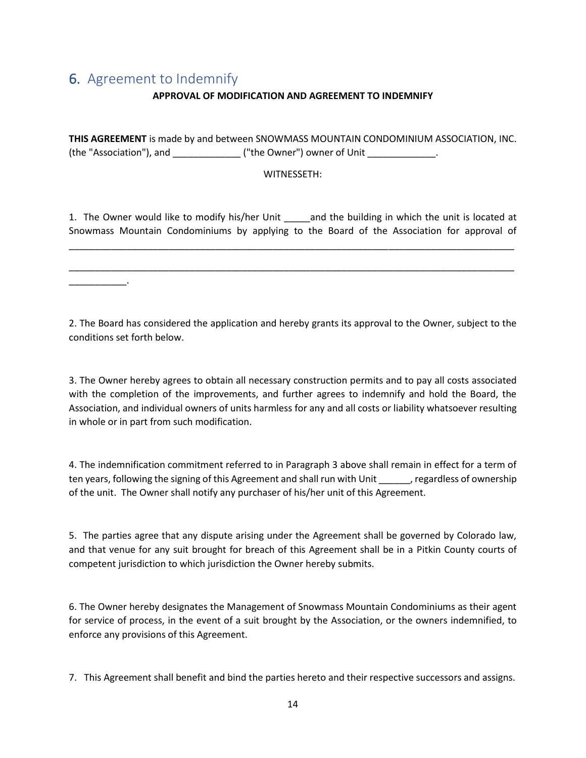## 6. Agreement to Indemnify

**APPROVAL OF MODIFICATION AND AGREEMENT TO INDEMNIFY**

**THIS AGREEMENT** is made by and between SNOWMASS MOUNTAIN CONDOMINIUM ASSOCIATION, INC. (the "Association"), and _____________ ("the Owner") owner of Unit _____________.

WITNESSETH:

1. The Owner would like to modify his/her Unit _____and the building in which the unit is located at Snowmass Mountain Condominiums by applying to the Board of the Association for approval of ________________________________________________________________________________________

________________________________________________________________________________________

___________.

2. The Board has considered the application and hereby grants its approval to the Owner, subject to the conditions set forth below.

3. The Owner hereby agrees to obtain all necessary construction permits and to pay all costs associated with the completion of the improvements, and further agrees to indemnify and hold the Board, the Association, and individual owners of units harmless for any and all costs or liability whatsoever resulting in whole or in part from such modification.

4. The indemnification commitment referred to in Paragraph 3 above shall remain in effect for a term of ten years, following the signing of this Agreement and shall run with Unit ______, regardless of ownership of the unit. The Owner shall notify any purchaser of his/her unit of this Agreement.

5. The parties agree that any dispute arising under the Agreement shall be governed by Colorado law, and that venue for any suit brought for breach of this Agreement shall be in a Pitkin County courts of competent jurisdiction to which jurisdiction the Owner hereby submits.

6. The Owner hereby designates the Management of Snowmass Mountain Condominiums as their agent for service of process, in the event of a suit brought by the Association, or the owners indemnified, to enforce any provisions of this Agreement.

7. This Agreement shall benefit and bind the parties hereto and their respective successors and assigns.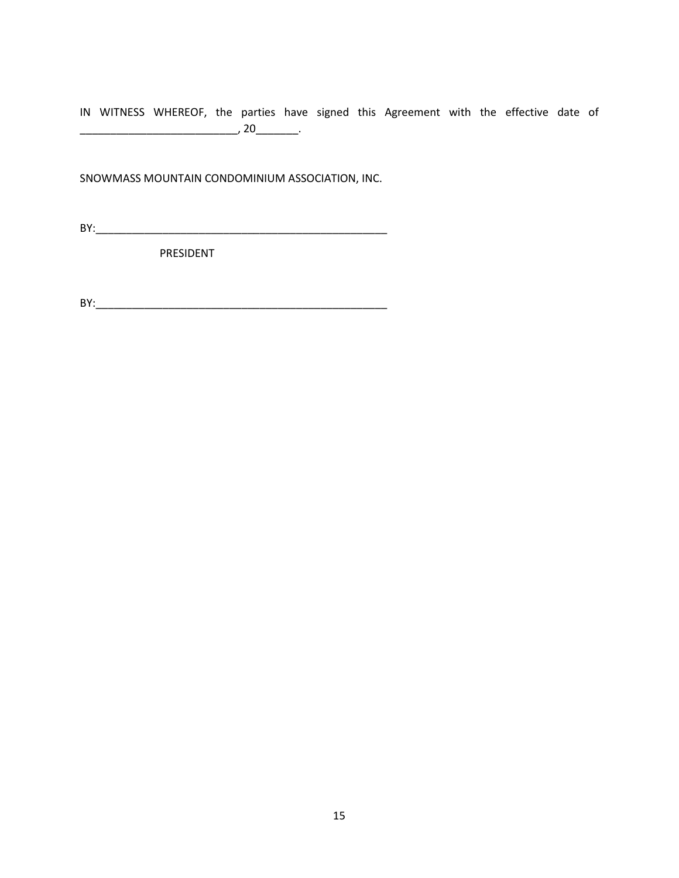IN WITNESS WHEREOF, the parties have signed this Agreement with the effective date of ___________________________, 20_______.

SNOWMASS MOUNTAIN CONDOMINIUM ASSOCIATION, INC.

BY:____________________________________________________

PRESIDENT

BY:____________________________________________________